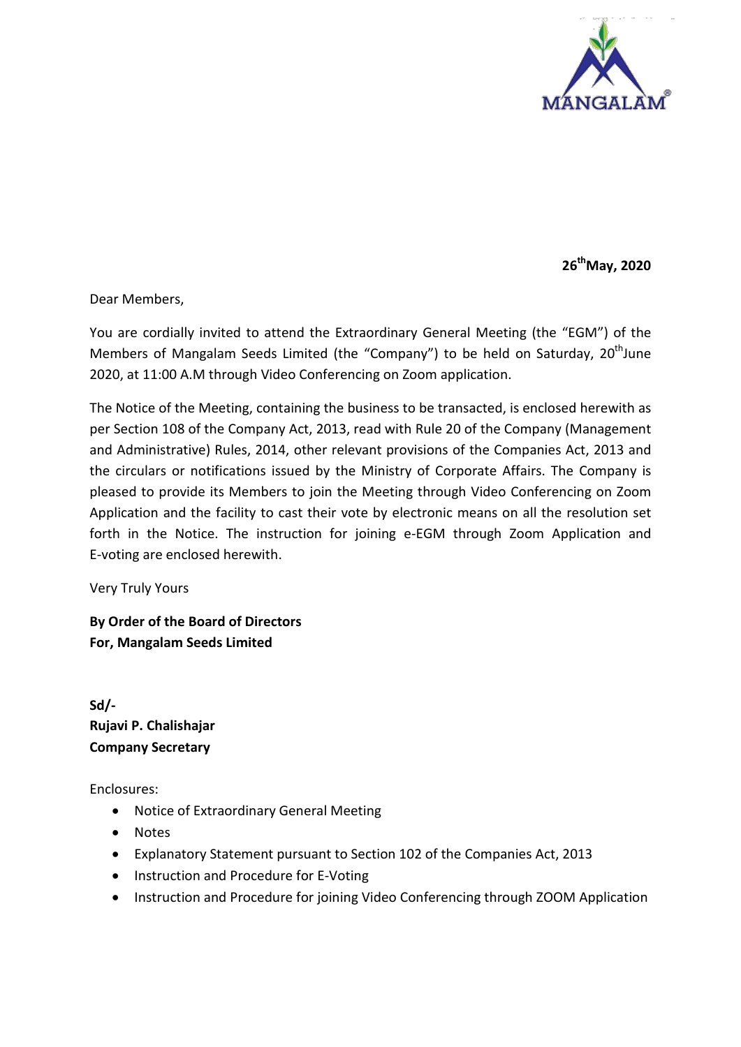**26th May, 2020**

Dear Members,

You are cordially invited to attend the Extraordinary General Meeting (the "EGM") of the Members of Mangalam Seeds Limited (the "Company") to be held on Saturday, 20th June 2020, at 11:00 A.M through Video Conferencing on Zoom application.

The Notice of the Meeting, containing the business to be transacted, is enclosed herewith as per Section 108 of the Company Act, 2013, read with Rule 20 of the Company (Management and Administrative) Rules, 2014, other relevant provisions of the Companies Act, 2013 and the circulars or notifications issued by the Ministry of Corporate Affairs. The Company is pleased to provide its Members to join the Meeting through Video Conferencing on Zoom Application and the facility to cast their vote by electronic means on all the resolution set forth in the Notice. The instruction for joining e-EGM through Zoom Application and E-voting are enclosed herewith.

Very Truly Yours

**By Order of the Board of Directors**
**For, Mangalam Seeds Limited**

**Sd/-**
**Rujavi P. Chalishajar**
**Company Secretary**

Enclosures:

- Notice of Extraordinary General Meeting
- Notes
- Explanatory Statement pursuant to Section 102 of the Companies Act, 2013
- Instruction and Procedure for E-Voting
- Instruction and Procedure for joining Video Conferencing through ZOOM Application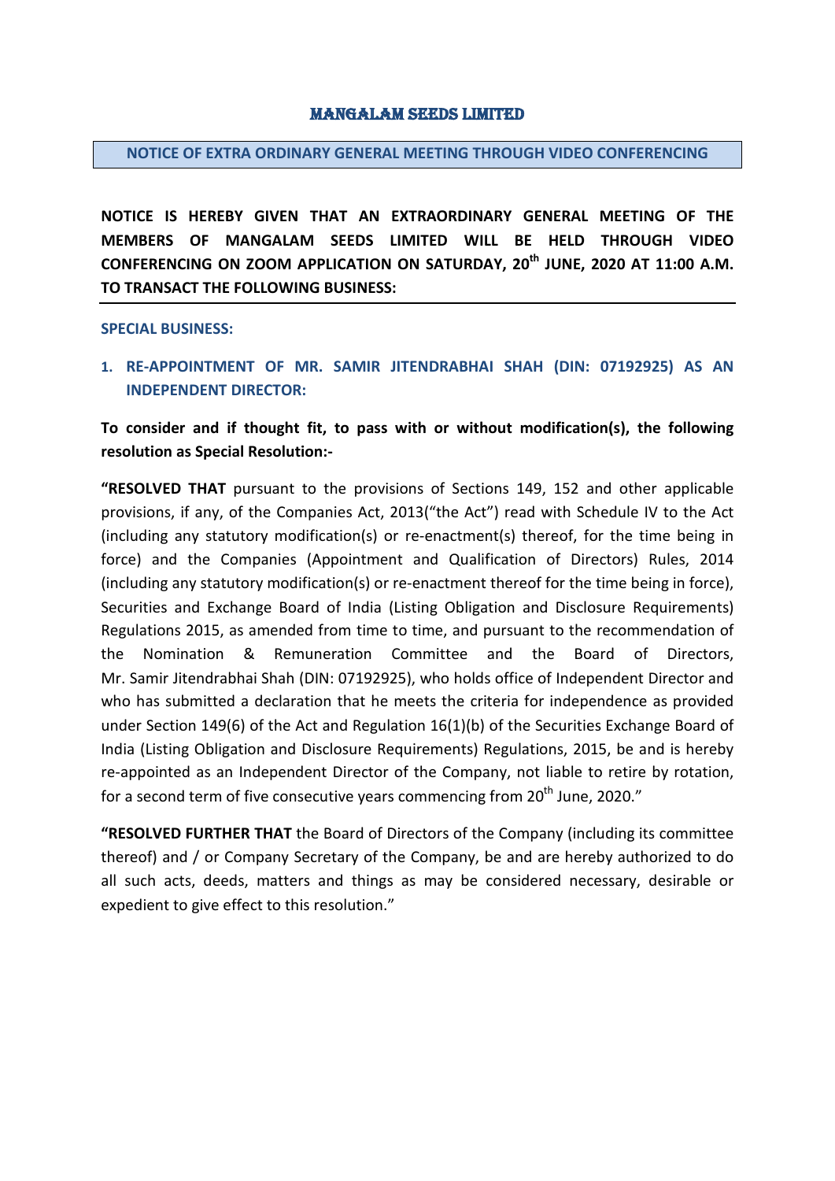# MANGALAM SEEDS LIMITED

## NOTICE OF EXTRA ORDINARY GENERAL MEETING THROUGH VIDEO CONFERENCING

**NOTICE IS HEREBY GIVEN THAT AN EXTRAORDINARY GENERAL MEETING OF THE MEMBERS OF MANGALAM SEEDS LIMITED WILL BE HELD THROUGH VIDEO CONFERENCING ON ZOOM APPLICATION ON SATURDAY, 20th JUNE, 2020 AT 11:00 A.M. TO TRANSACT THE FOLLOWING BUSINESS:**

---

### SPECIAL BUSINESS:

1. **RE-APPOINTMENT OF MR. SAMIR JITENDRABHAI SHAH (DIN: 07192925) AS AN INDEPENDENT DIRECTOR:**

**To consider and if thought fit, to pass with or without modification(s), the following resolution as Special Resolution:-**

**"RESOLVED THAT** pursuant to the provisions of Sections 149, 152 and other applicable provisions, if any, of the Companies Act, 2013("the Act") read with Schedule IV to the Act (including any statutory modification(s) or re-enactment(s) thereof, for the time being in force) and the Companies (Appointment and Qualification of Directors) Rules, 2014 (including any statutory modification(s) or re-enactment thereof for the time being in force), Securities and Exchange Board of India (Listing Obligation and Disclosure Requirements) Regulations 2015, as amended from time to time, and pursuant to the recommendation of the Nomination & Remuneration Committee and the Board of Directors, Mr. Samir Jitendrabhai Shah (DIN: 07192925), who holds office of Independent Director and who has submitted a declaration that he meets the criteria for independence as provided under Section 149(6) of the Act and Regulation 16(1)(b) of the Securities Exchange Board of India (Listing Obligation and Disclosure Requirements) Regulations, 2015, be and is hereby re-appointed as an Independent Director of the Company, not liable to retire by rotation, for a second term of five consecutive years commencing from 20th June, 2020."

**"RESOLVED FURTHER THAT** the Board of Directors of the Company (including its committee thereof) and / or Company Secretary of the Company, be and are hereby authorized to do all such acts, deeds, matters and things as may be considered necessary, desirable or expedient to give effect to this resolution."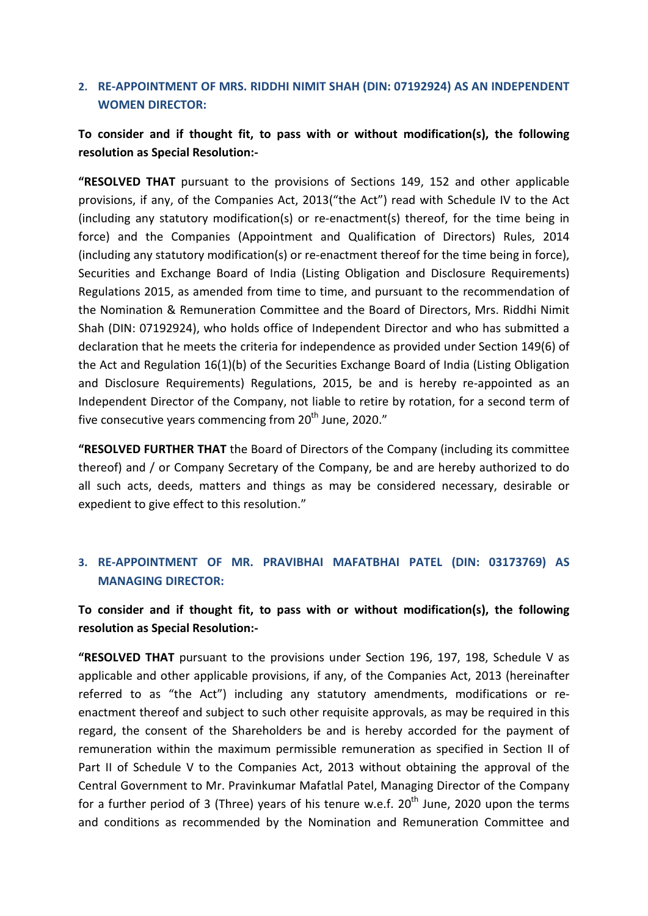### 2. RE-APPOINTMENT OF MRS. RIDDHI NIMIT SHAH (DIN: 07192924) AS AN INDEPENDENT WOMEN DIRECTOR:

**To consider and if thought fit, to pass with or without modification(s), the following resolution as Special Resolution:-**

**"RESOLVED THAT** pursuant to the provisions of Sections 149, 152 and other applicable provisions, if any, of the Companies Act, 2013("the Act") read with Schedule IV to the Act (including any statutory modification(s) or re-enactment(s) thereof, for the time being in force) and the Companies (Appointment and Qualification of Directors) Rules, 2014 (including any statutory modification(s) or re-enactment thereof for the time being in force), Securities and Exchange Board of India (Listing Obligation and Disclosure Requirements) Regulations 2015, as amended from time to time, and pursuant to the recommendation of the Nomination & Remuneration Committee and the Board of Directors, Mrs. Riddhi Nimit Shah (DIN: 07192924), who holds office of Independent Director and who has submitted a declaration that he meets the criteria for independence as provided under Section 149(6) of the Act and Regulation 16(1)(b) of the Securities Exchange Board of India (Listing Obligation and Disclosure Requirements) Regulations, 2015, be and is hereby re-appointed as an Independent Director of the Company, not liable to retire by rotation, for a second term of five consecutive years commencing from 20th June, 2020."

**"RESOLVED FURTHER THAT** the Board of Directors of the Company (including its committee thereof) and / or Company Secretary of the Company, be and are hereby authorized to do all such acts, deeds, matters and things as may be considered necessary, desirable or expedient to give effect to this resolution."

### 3. RE-APPOINTMENT OF MR. PRAVIBHAI MAFATBHAI PATEL (DIN: 03173769) AS MANAGING DIRECTOR:

**To consider and if thought fit, to pass with or without modification(s), the following resolution as Special Resolution:-**

**"RESOLVED THAT** pursuant to the provisions under Section 196, 197, 198, Schedule V as applicable and other applicable provisions, if any, of the Companies Act, 2013 (hereinafter referred to as "the Act") including any statutory amendments, modifications or re-enactment thereof and subject to such other requisite approvals, as may be required in this regard, the consent of the Shareholders be and is hereby accorded for the payment of remuneration within the maximum permissible remuneration as specified in Section II of Part II of Schedule V to the Companies Act, 2013 without obtaining the approval of the Central Government to Mr. Pravinkumar Mafatlal Patel, Managing Director of the Company for a further period of 3 (Three) years of his tenure w.e.f. 20th June, 2020 upon the terms and conditions as recommended by the Nomination and Remuneration Committee and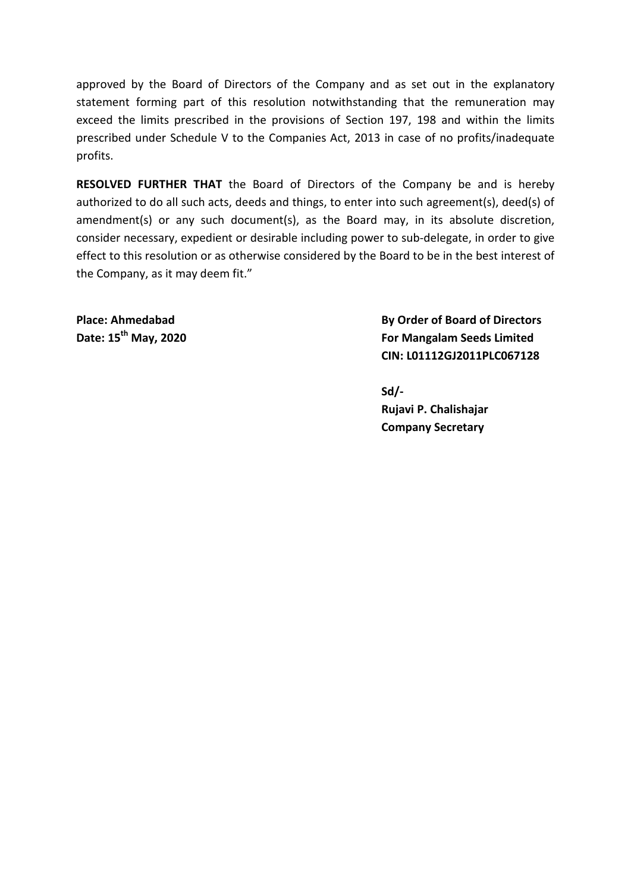approved by the Board of Directors of the Company and as set out in the explanatory statement forming part of this resolution notwithstanding that the remuneration may exceed the limits prescribed in the provisions of Section 197, 198 and within the limits prescribed under Schedule V to the Companies Act, 2013 in case of no profits/inadequate profits.

**RESOLVED FURTHER THAT** the Board of Directors of the Company be and is hereby authorized to do all such acts, deeds and things, to enter into such agreement(s), deed(s) of amendment(s) or any such document(s), as the Board may, in its absolute discretion, consider necessary, expedient or desirable including power to sub-delegate, in order to give effect to this resolution or as otherwise considered by the Board to be in the best interest of the Company, as it may deem fit."

**Place: Ahmedabad**
**Date: 15th May, 2020**

**By Order of Board of Directors**
**For Mangalam Seeds Limited**
**CIN: L01112GJ2011PLC067128**

**Sd/-**
**Rujavi P. Chalishajar**
**Company Secretary**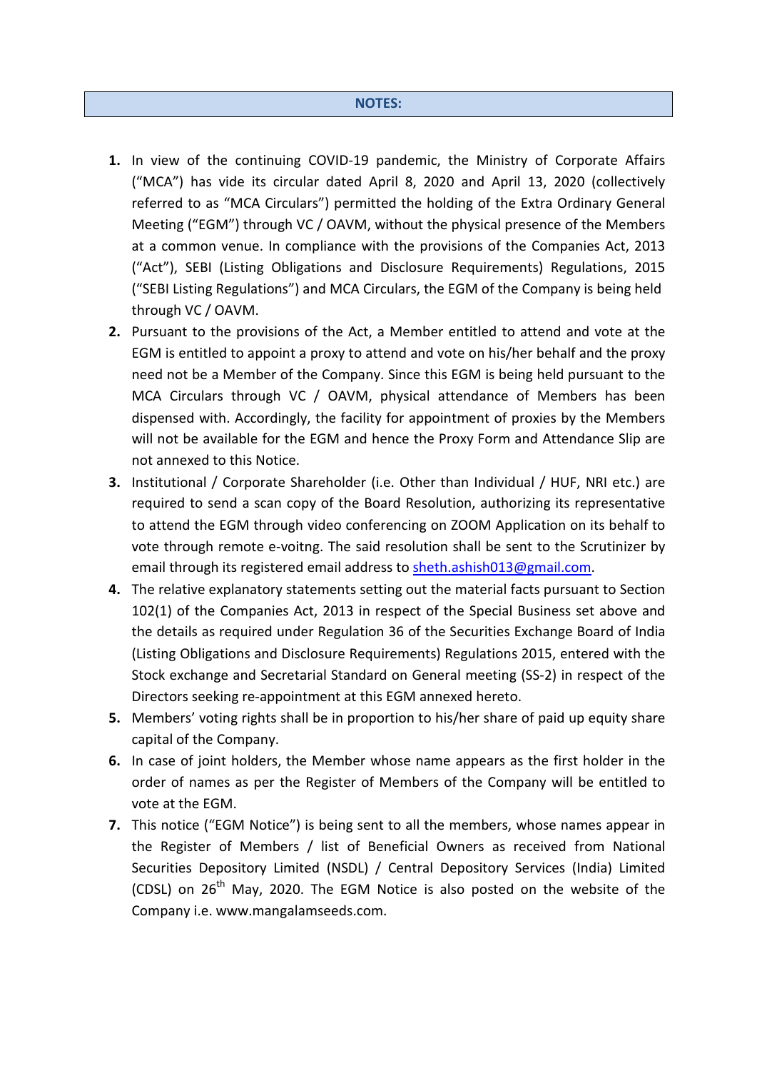## NOTES:

1. In view of the continuing COVID-19 pandemic, the Ministry of Corporate Affairs ("MCA") has vide its circular dated April 8, 2020 and April 13, 2020 (collectively referred to as "MCA Circulars") permitted the holding of the Extra Ordinary General Meeting ("EGM") through VC / OAVM, without the physical presence of the Members at a common venue. In compliance with the provisions of the Companies Act, 2013 ("Act"), SEBI (Listing Obligations and Disclosure Requirements) Regulations, 2015 ("SEBI Listing Regulations") and MCA Circulars, the EGM of the Company is being held through VC / OAVM.
2. Pursuant to the provisions of the Act, a Member entitled to attend and vote at the EGM is entitled to appoint a proxy to attend and vote on his/her behalf and the proxy need not be a Member of the Company. Since this EGM is being held pursuant to the MCA Circulars through VC / OAVM, physical attendance of Members has been dispensed with. Accordingly, the facility for appointment of proxies by the Members will not be available for the EGM and hence the Proxy Form and Attendance Slip are not annexed to this Notice.
3. Institutional / Corporate Shareholder (i.e. Other than Individual / HUF, NRI etc.) are required to send a scan copy of the Board Resolution, authorizing its representative to attend the EGM through video conferencing on ZOOM Application on its behalf to vote through remote e-voitng. The said resolution shall be sent to the Scrutinizer by email through its registered email address to sheth.ashish013@gmail.com.
4. The relative explanatory statements setting out the material facts pursuant to Section 102(1) of the Companies Act, 2013 in respect of the Special Business set above and the details as required under Regulation 36 of the Securities Exchange Board of India (Listing Obligations and Disclosure Requirements) Regulations 2015, entered with the Stock exchange and Secretarial Standard on General meeting (SS-2) in respect of the Directors seeking re-appointment at this EGM annexed hereto.
5. Members' voting rights shall be in proportion to his/her share of paid up equity share capital of the Company.
6. In case of joint holders, the Member whose name appears as the first holder in the order of names as per the Register of Members of the Company will be entitled to vote at the EGM.
7. This notice ("EGM Notice") is being sent to all the members, whose names appear in the Register of Members / list of Beneficial Owners as received from National Securities Depository Limited (NSDL) / Central Depository Services (India) Limited (CDSL) on 26th May, 2020. The EGM Notice is also posted on the website of the Company i.e. www.mangalamseeds.com.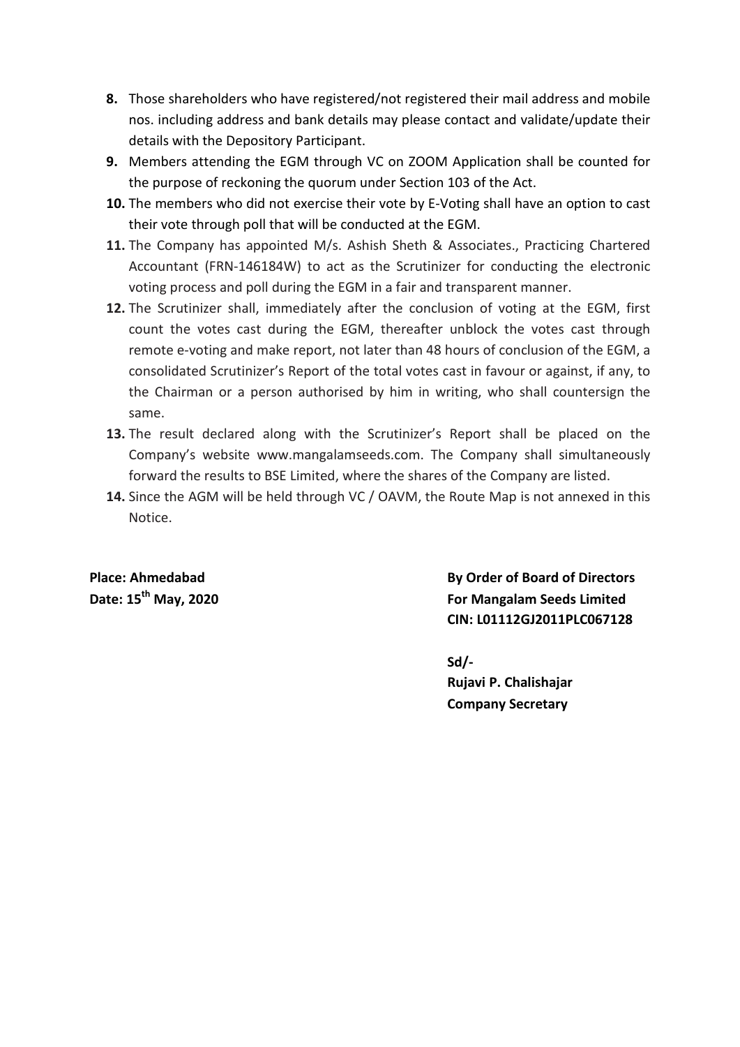8. Those shareholders who have registered/not registered their mail address and mobile nos. including address and bank details may please contact and validate/update their details with the Depository Participant.
9. Members attending the EGM through VC on ZOOM Application shall be counted for the purpose of reckoning the quorum under Section 103 of the Act.
10. The members who did not exercise their vote by E-Voting shall have an option to cast their vote through poll that will be conducted at the EGM.
11. The Company has appointed M/s. Ashish Sheth & Associates., Practicing Chartered Accountant (FRN-146184W) to act as the Scrutinizer for conducting the electronic voting process and poll during the EGM in a fair and transparent manner.
12. The Scrutinizer shall, immediately after the conclusion of voting at the EGM, first count the votes cast during the EGM, thereafter unblock the votes cast through remote e-voting and make report, not later than 48 hours of conclusion of the EGM, a consolidated Scrutinizer's Report of the total votes cast in favour or against, if any, to the Chairman or a person authorised by him in writing, who shall countersign the same.
13. The result declared along with the Scrutinizer's Report shall be placed on the Company's website www.mangalamseeds.com. The Company shall simultaneously forward the results to BSE Limited, where the shares of the Company are listed.
14. Since the AGM will be held through VC / OAVM, the Route Map is not annexed in this Notice.

**Place: Ahmedabad**
**Date: 15th May, 2020**

**By Order of Board of Directors**
**For Mangalam Seeds Limited**
**CIN: L01112GJ2011PLC067128**

**Sd/-**
**Rujavi P. Chalishajar**
**Company Secretary**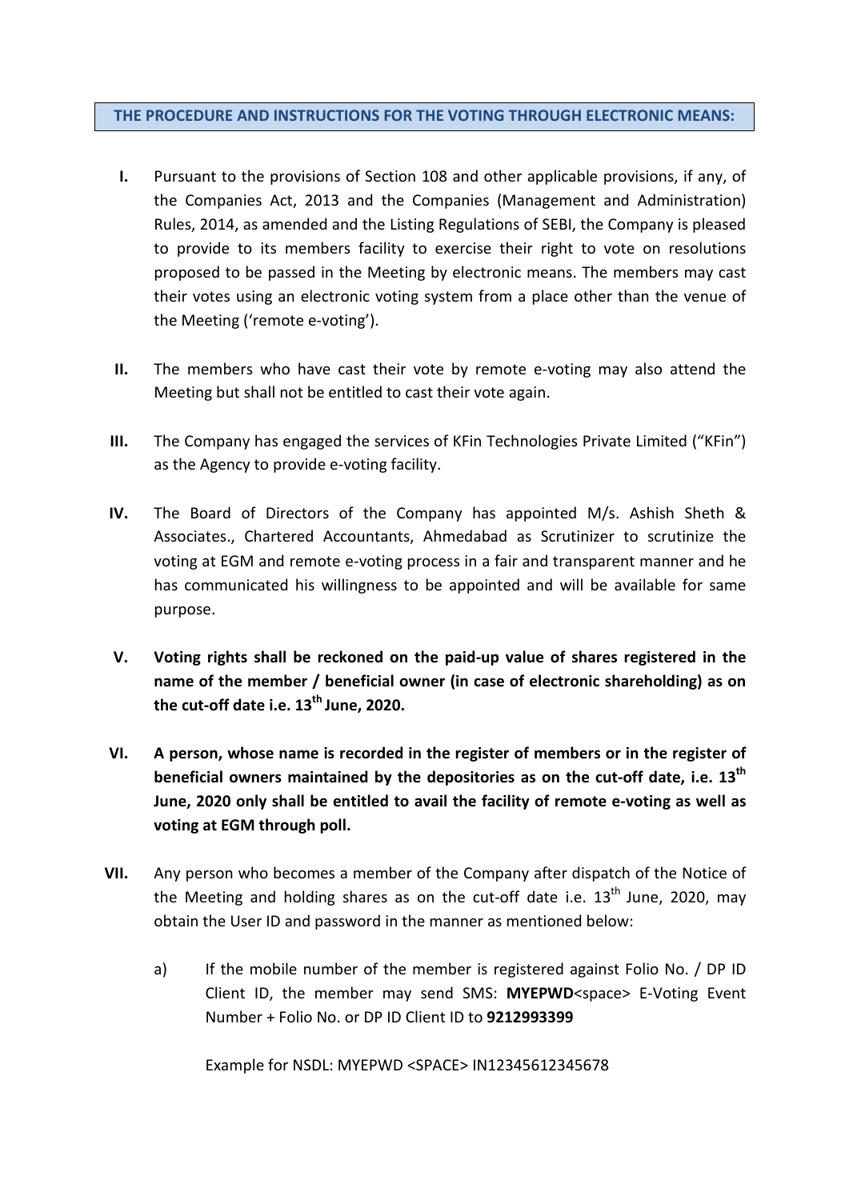## THE PROCEDURE AND INSTRUCTIONS FOR THE VOTING THROUGH ELECTRONIC MEANS:

**I.** Pursuant to the provisions of Section 108 and other applicable provisions, if any, of the Companies Act, 2013 and the Companies (Management and Administration) Rules, 2014, as amended and the Listing Regulations of SEBI, the Company is pleased to provide to its members facility to exercise their right to vote on resolutions proposed to be passed in the Meeting by electronic means. The members may cast their votes using an electronic voting system from a place other than the venue of the Meeting ('remote e-voting').

**II.** The members who have cast their vote by remote e-voting may also attend the Meeting but shall not be entitled to cast their vote again.

**III.** The Company has engaged the services of KFin Technologies Private Limited ("KFin") as the Agency to provide e-voting facility.

**IV.** The Board of Directors of the Company has appointed M/s. Ashish Sheth & Associates., Chartered Accountants, Ahmedabad as Scrutinizer to scrutinize the voting at EGM and remote e-voting process in a fair and transparent manner and he has communicated his willingness to be appointed and will be available for same purpose.

**V.** **Voting rights shall be reckoned on the paid-up value of shares registered in the name of the member / beneficial owner (in case of electronic shareholding) as on the cut-off date i.e. 13th June, 2020.**

**VI.** **A person, whose name is recorded in the register of members or in the register of beneficial owners maintained by the depositories as on the cut-off date, i.e. 13th June, 2020 only shall be entitled to avail the facility of remote e-voting as well as voting at EGM through poll.**

**VII.** Any person who becomes a member of the Company after dispatch of the Notice of the Meeting and holding shares as on the cut-off date i.e. 13th June, 2020, may obtain the User ID and password in the manner as mentioned below:

a) If the mobile number of the member is registered against Folio No. / DP ID Client ID, the member may send SMS: **MYEPWD**<space> E-Voting Event Number + Folio No. or DP ID Client ID to **9212993399**

Example for NSDL: MYEPWD <SPACE> IN12345612345678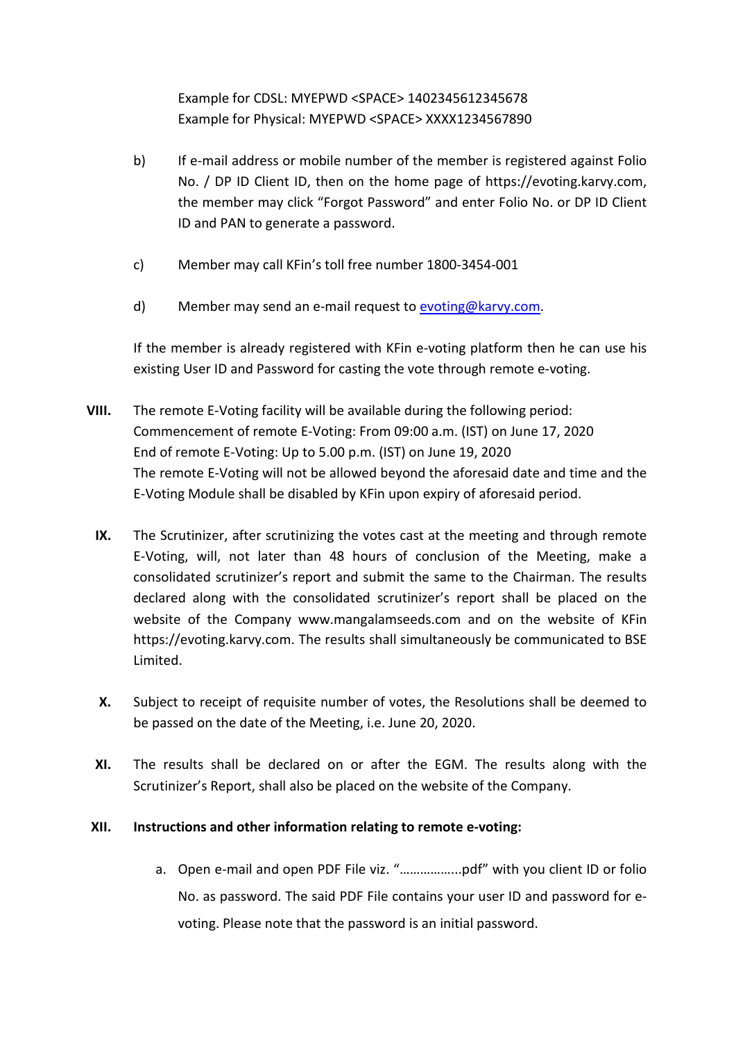Example for CDSL: MYEPWD <SPACE> 1402345612345678
Example for Physical: MYEPWD <SPACE> XXXX1234567890

b) If e-mail address or mobile number of the member is registered against Folio No. / DP ID Client ID, then on the home page of https://evoting.karvy.com, the member may click "Forgot Password" and enter Folio No. or DP ID Client ID and PAN to generate a password.

c) Member may call KFin's toll free number 1800-3454-001

d) Member may send an e-mail request to [evoting@karvy.com](mailto:evoting@karvy.com).

If the member is already registered with KFin e-voting platform then he can use his existing User ID and Password for casting the vote through remote e-voting.

**VIII.** The remote E-Voting facility will be available during the following period:
Commencement of remote E-Voting: From 09:00 a.m. (IST) on June 17, 2020
End of remote E-Voting: Up to 5.00 p.m. (IST) on June 19, 2020
The remote E-Voting will not be allowed beyond the aforesaid date and time and the E-Voting Module shall be disabled by KFin upon expiry of aforesaid period.

**IX.** The Scrutinizer, after scrutinizing the votes cast at the meeting and through remote E-Voting, will, not later than 48 hours of conclusion of the Meeting, make a consolidated scrutinizer's report and submit the same to the Chairman. The results declared along with the consolidated scrutinizer's report shall be placed on the website of the Company www.mangalamseeds.com and on the website of KFin https://evoting.karvy.com. The results shall simultaneously be communicated to BSE Limited.

**X.** Subject to receipt of requisite number of votes, the Resolutions shall be deemed to be passed on the date of the Meeting, i.e. June 20, 2020.

**XI.** The results shall be declared on or after the EGM. The results along with the Scrutinizer's Report, shall also be placed on the website of the Company.

**XII. Instructions and other information relating to remote e-voting:**

a. Open e-mail and open PDF File viz. "……………..pdf" with you client ID or folio No. as password. The said PDF File contains your user ID and password for e-voting. Please note that the password is an initial password.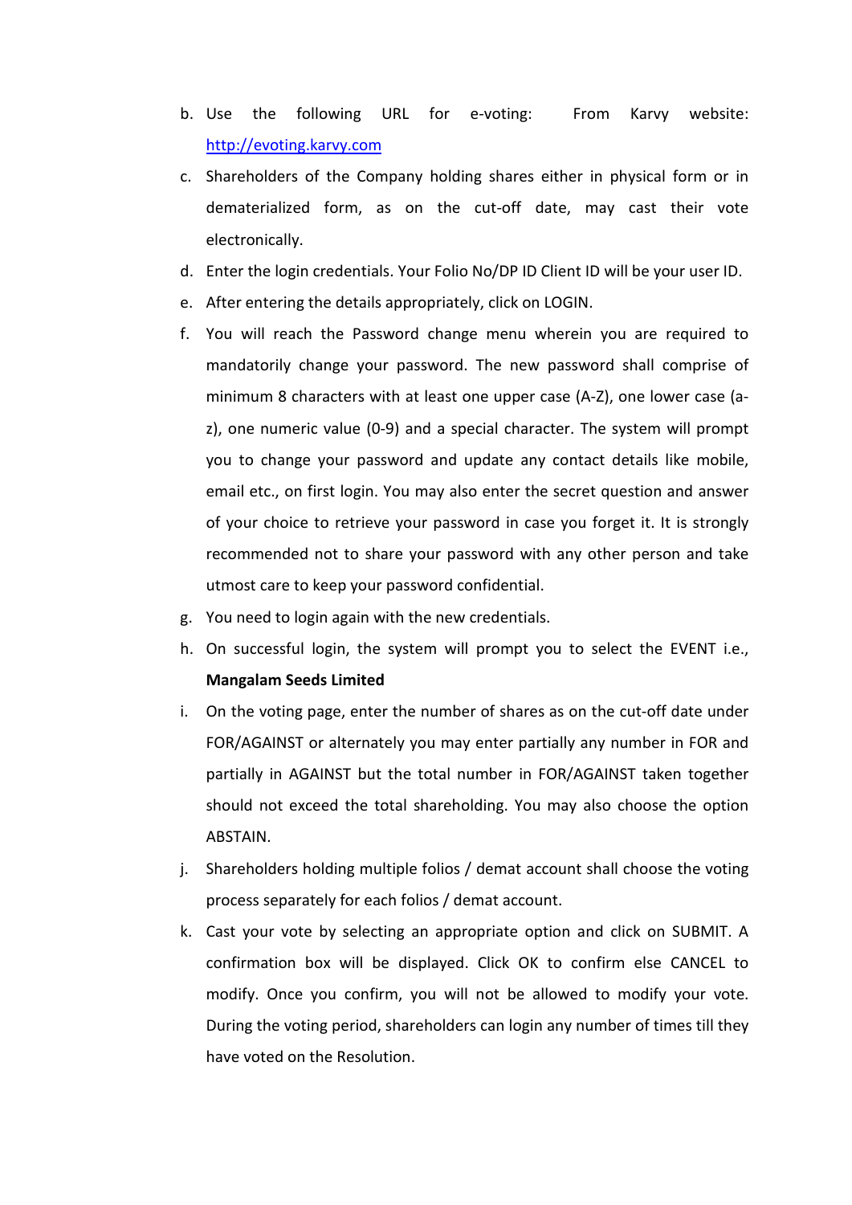b. Use the following URL for e-voting: From Karvy website: http://evoting.karvy.com

c. Shareholders of the Company holding shares either in physical form or in dematerialized form, as on the cut-off date, may cast their vote electronically.

d. Enter the login credentials. Your Folio No/DP ID Client ID will be your user ID.

e. After entering the details appropriately, click on LOGIN.

f. You will reach the Password change menu wherein you are required to mandatorily change your password. The new password shall comprise of minimum 8 characters with at least one upper case (A-Z), one lower case (a-z), one numeric value (0-9) and a special character. The system will prompt you to change your password and update any contact details like mobile, email etc., on first login. You may also enter the secret question and answer of your choice to retrieve your password in case you forget it. It is strongly recommended not to share your password with any other person and take utmost care to keep your password confidential.

g. You need to login again with the new credentials.

h. On successful login, the system will prompt you to select the EVENT i.e., **Mangalam Seeds Limited**

i. On the voting page, enter the number of shares as on the cut-off date under FOR/AGAINST or alternately you may enter partially any number in FOR and partially in AGAINST but the total number in FOR/AGAINST taken together should not exceed the total shareholding. You may also choose the option ABSTAIN.

j. Shareholders holding multiple folios / demat account shall choose the voting process separately for each folios / demat account.

k. Cast your vote by selecting an appropriate option and click on SUBMIT. A confirmation box will be displayed. Click OK to confirm else CANCEL to modify. Once you confirm, you will not be allowed to modify your vote. During the voting period, shareholders can login any number of times till they have voted on the Resolution.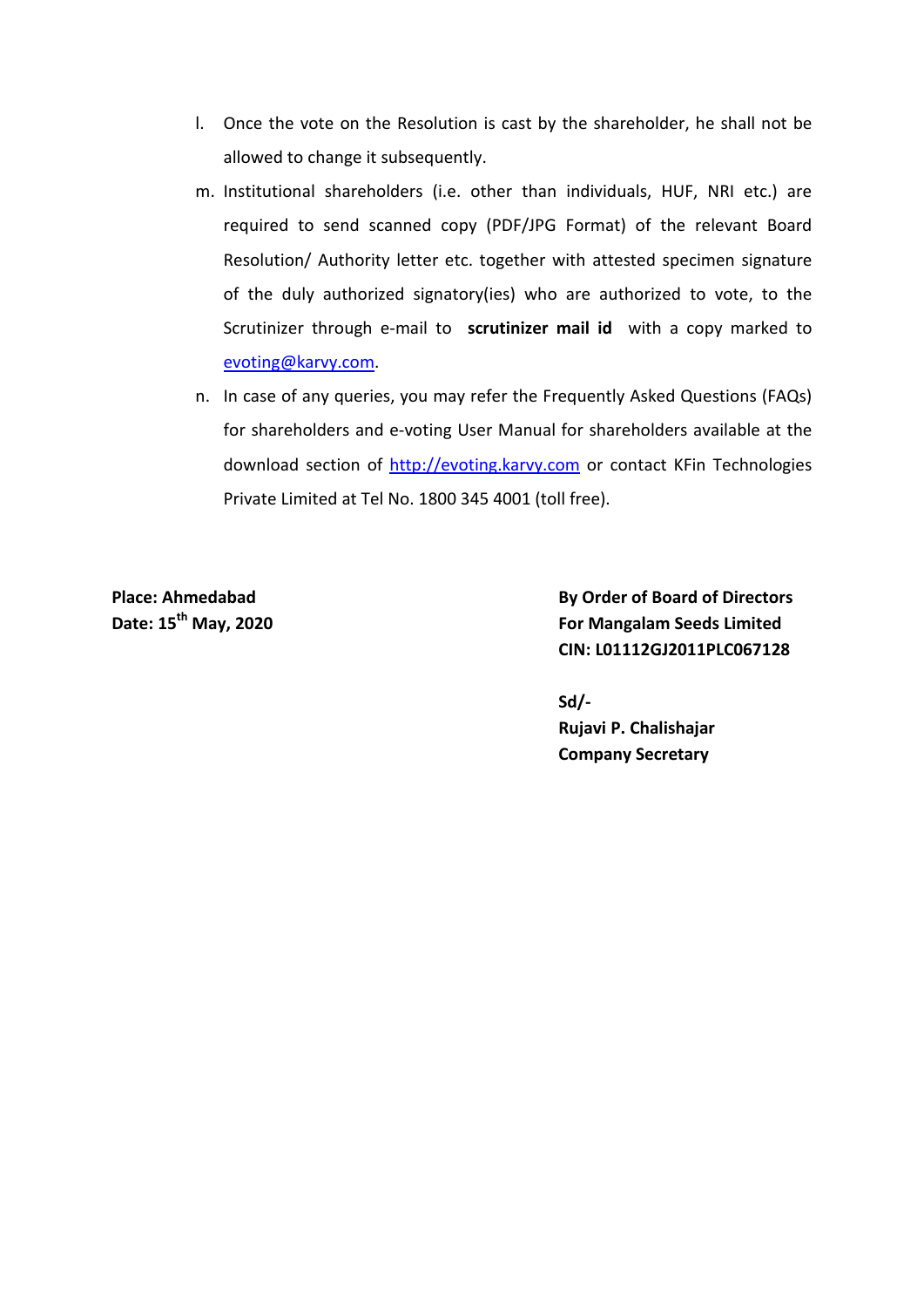l. Once the vote on the Resolution is cast by the shareholder, he shall not be allowed to change it subsequently.

m. Institutional shareholders (i.e. other than individuals, HUF, NRI etc.) are required to send scanned copy (PDF/JPG Format) of the relevant Board Resolution/ Authority letter etc. together with attested specimen signature of the duly authorized signatory(ies) who are authorized to vote, to the Scrutinizer through e-mail to **scrutinizer mail id** with a copy marked to [evoting@karvy.com](mailto:evoting@karvy.com).

n. In case of any queries, you may refer the Frequently Asked Questions (FAQs) for shareholders and e-voting User Manual for shareholders available at the download section of [http://evoting.karvy.com](http://evoting.karvy.com) or contact KFin Technologies Private Limited at Tel No. 1800 345 4001 (toll free).

**Place: Ahmedabad**
**Date: 15th May, 2020**

**By Order of Board of Directors**
**For Mangalam Seeds Limited**
**CIN: L01112GJ2011PLC067128**

**Sd/-**
**Rujavi P. Chalishajar**
**Company Secretary**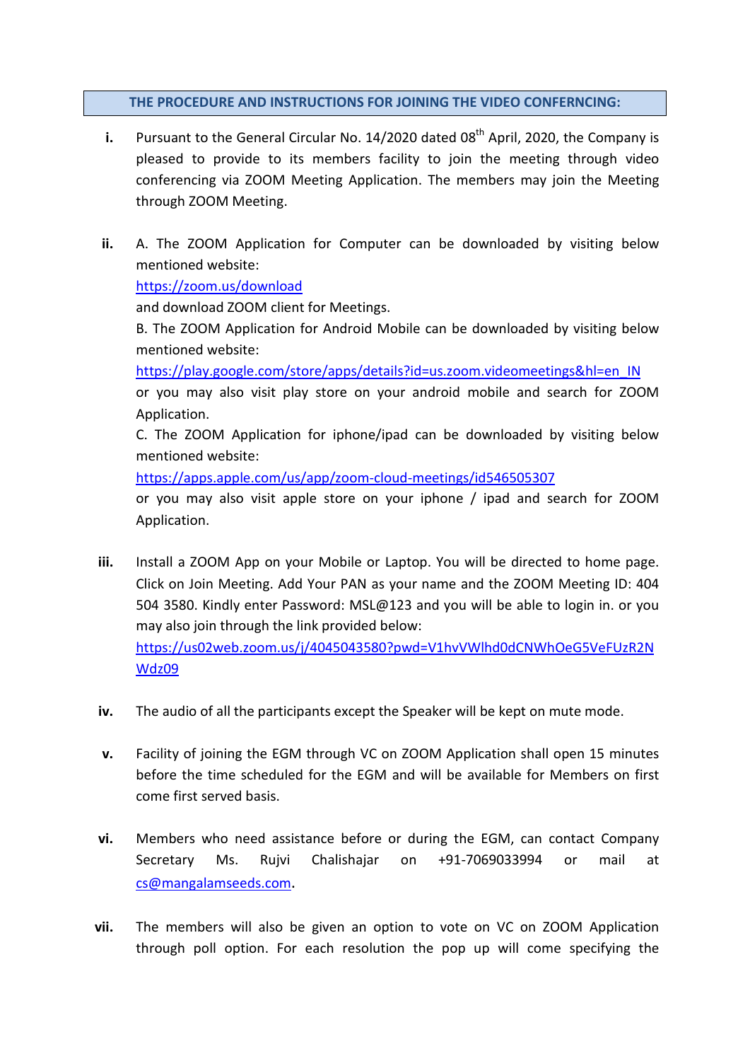## THE PROCEDURE AND INSTRUCTIONS FOR JOINING THE VIDEO CONFERNCING:

i. Pursuant to the General Circular No. 14/2020 dated 08th April, 2020, the Company is pleased to provide to its members facility to join the meeting through video conferencing via ZOOM Meeting Application. The members may join the Meeting through ZOOM Meeting.

ii. A. The ZOOM Application for Computer can be downloaded by visiting below mentioned website:
https://zoom.us/download
and download ZOOM client for Meetings.
B. The ZOOM Application for Android Mobile can be downloaded by visiting below mentioned website:
https://play.google.com/store/apps/details?id=us.zoom.videomeetings&hl=en_IN
or you may also visit play store on your android mobile and search for ZOOM Application.
C. The ZOOM Application for iphone/ipad can be downloaded by visiting below mentioned website:
https://apps.apple.com/us/app/zoom-cloud-meetings/id546505307
or you may also visit apple store on your iphone / ipad and search for ZOOM Application.

iii. Install a ZOOM App on your Mobile or Laptop. You will be directed to home page. Click on Join Meeting. Add Your PAN as your name and the ZOOM Meeting ID: 404 504 3580. Kindly enter Password: MSL@123 and you will be able to login in. or you may also join through the link provided below:
https://us02web.zoom.us/j/4045043580?pwd=V1hvVWlhd0dCNWhOeG5VeFUzR2NWdz09

iv. The audio of all the participants except the Speaker will be kept on mute mode.

v. Facility of joining the EGM through VC on ZOOM Application shall open 15 minutes before the time scheduled for the EGM and will be available for Members on first come first served basis.

vi. Members who need assistance before or during the EGM, can contact Company Secretary Ms. Rujvi Chalishajar on +91-7069033994 or mail at cs@mangalamseeds.com.

vii. The members will also be given an option to vote on VC on ZOOM Application through poll option. For each resolution the pop up will come specifying the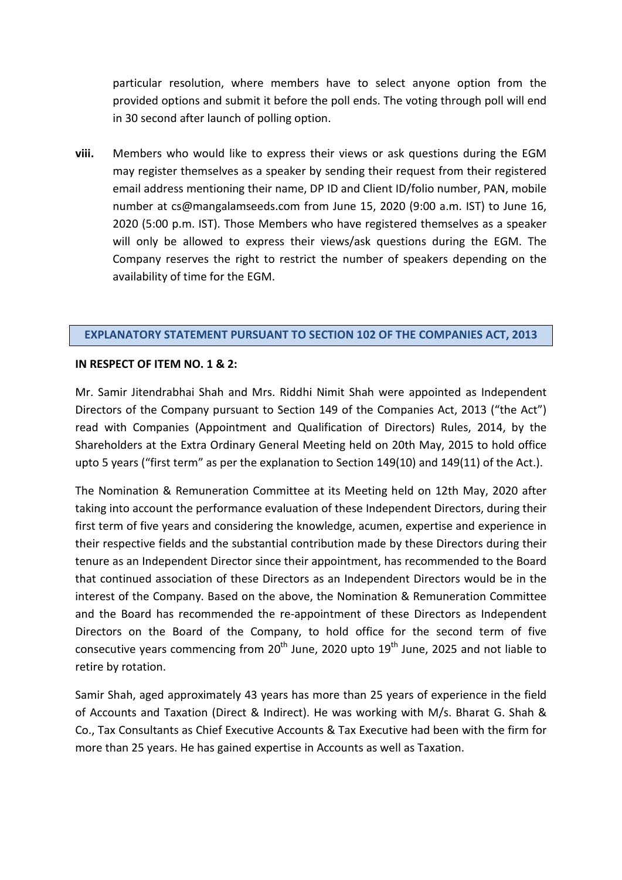particular resolution, where members have to select anyone option from the provided options and submit it before the poll ends. The voting through poll will end in 30 second after launch of polling option.

**viii.** Members who would like to express their views or ask questions during the EGM may register themselves as a speaker by sending their request from their registered email address mentioning their name, DP ID and Client ID/folio number, PAN, mobile number at cs@mangalamseeds.com from June 15, 2020 (9:00 a.m. IST) to June 16, 2020 (5:00 p.m. IST). Those Members who have registered themselves as a speaker will only be allowed to express their views/ask questions during the EGM. The Company reserves the right to restrict the number of speakers depending on the availability of time for the EGM.

## EXPLANATORY STATEMENT PURSUANT TO SECTION 102 OF THE COMPANIES ACT, 2013

**IN RESPECT OF ITEM NO. 1 & 2:**

Mr. Samir Jitendrabhai Shah and Mrs. Riddhi Nimit Shah were appointed as Independent Directors of the Company pursuant to Section 149 of the Companies Act, 2013 ("the Act") read with Companies (Appointment and Qualification of Directors) Rules, 2014, by the Shareholders at the Extra Ordinary General Meeting held on 20th May, 2015 to hold office upto 5 years ("first term" as per the explanation to Section 149(10) and 149(11) of the Act.).

The Nomination & Remuneration Committee at its Meeting held on 12th May, 2020 after taking into account the performance evaluation of these Independent Directors, during their first term of five years and considering the knowledge, acumen, expertise and experience in their respective fields and the substantial contribution made by these Directors during their tenure as an Independent Director since their appointment, has recommended to the Board that continued association of these Directors as an Independent Directors would be in the interest of the Company. Based on the above, the Nomination & Remuneration Committee and the Board has recommended the re-appointment of these Directors as Independent Directors on the Board of the Company, to hold office for the second term of five consecutive years commencing from 20th June, 2020 upto 19th June, 2025 and not liable to retire by rotation.

Samir Shah, aged approximately 43 years has more than 25 years of experience in the field of Accounts and Taxation (Direct & Indirect). He was working with M/s. Bharat G. Shah & Co., Tax Consultants as Chief Executive Accounts & Tax Executive had been with the firm for more than 25 years. He has gained expertise in Accounts as well as Taxation.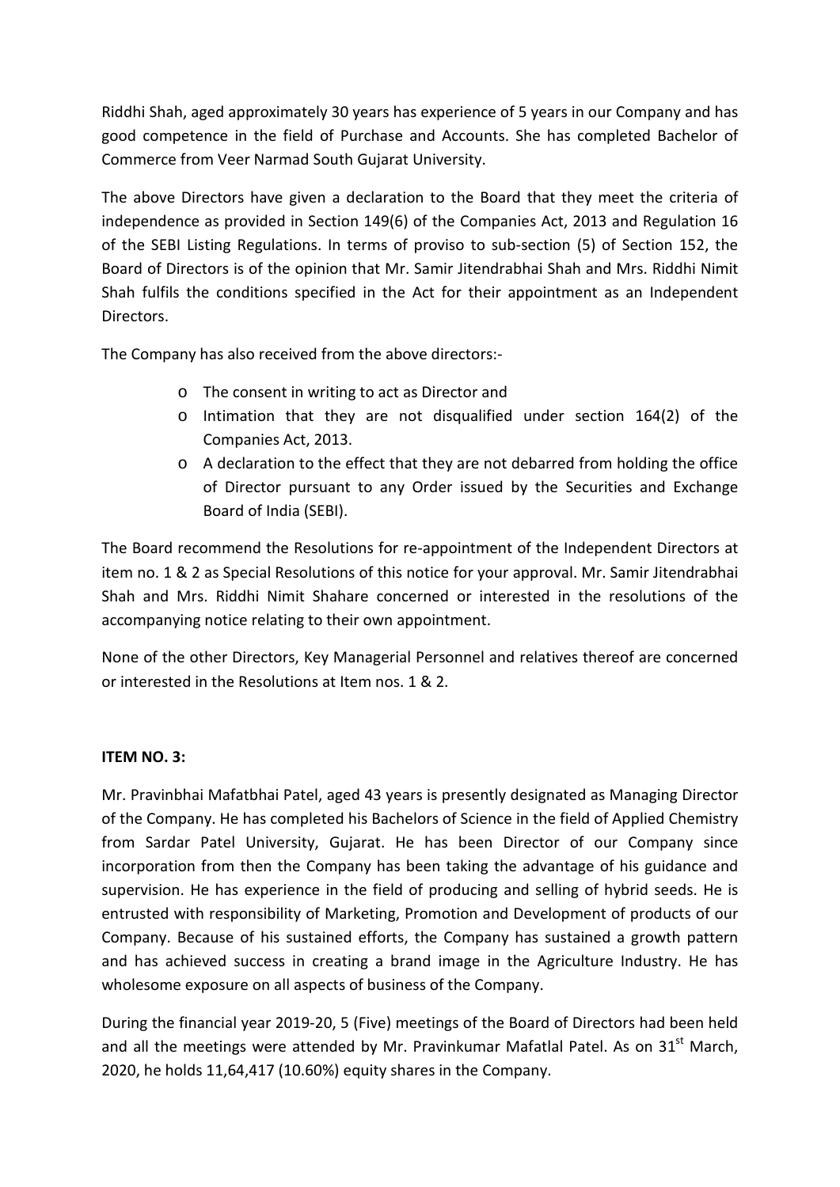Riddhi Shah, aged approximately 30 years has experience of 5 years in our Company and has good competence in the field of Purchase and Accounts. She has completed Bachelor of Commerce from Veer Narmad South Gujarat University.

The above Directors have given a declaration to the Board that they meet the criteria of independence as provided in Section 149(6) of the Companies Act, 2013 and Regulation 16 of the SEBI Listing Regulations. In terms of proviso to sub-section (5) of Section 152, the Board of Directors is of the opinion that Mr. Samir Jitendrabhai Shah and Mrs. Riddhi Nimit Shah fulfils the conditions specified in the Act for their appointment as an Independent Directors.

The Company has also received from the above directors:-

- The consent in writing to act as Director and
- Intimation that they are not disqualified under section 164(2) of the Companies Act, 2013.
- A declaration to the effect that they are not debarred from holding the office of Director pursuant to any Order issued by the Securities and Exchange Board of India (SEBI).

The Board recommend the Resolutions for re-appointment of the Independent Directors at item no. 1 & 2 as Special Resolutions of this notice for your approval. Mr. Samir Jitendrabhai Shah and Mrs. Riddhi Nimit Shahare concerned or interested in the resolutions of the accompanying notice relating to their own appointment.

None of the other Directors, Key Managerial Personnel and relatives thereof are concerned or interested in the Resolutions at Item nos. 1 & 2.

**ITEM NO. 3:**

Mr. Pravinbhai Mafatbhai Patel, aged 43 years is presently designated as Managing Director of the Company. He has completed his Bachelors of Science in the field of Applied Chemistry from Sardar Patel University, Gujarat. He has been Director of our Company since incorporation from then the Company has been taking the advantage of his guidance and supervision. He has experience in the field of producing and selling of hybrid seeds. He is entrusted with responsibility of Marketing, Promotion and Development of products of our Company. Because of his sustained efforts, the Company has sustained a growth pattern and has achieved success in creating a brand image in the Agriculture Industry. He has wholesome exposure on all aspects of business of the Company.

During the financial year 2019-20, 5 (Five) meetings of the Board of Directors had been held and all the meetings were attended by Mr. Pravinkumar Mafatlal Patel. As on 31st March, 2020, he holds 11,64,417 (10.60%) equity shares in the Company.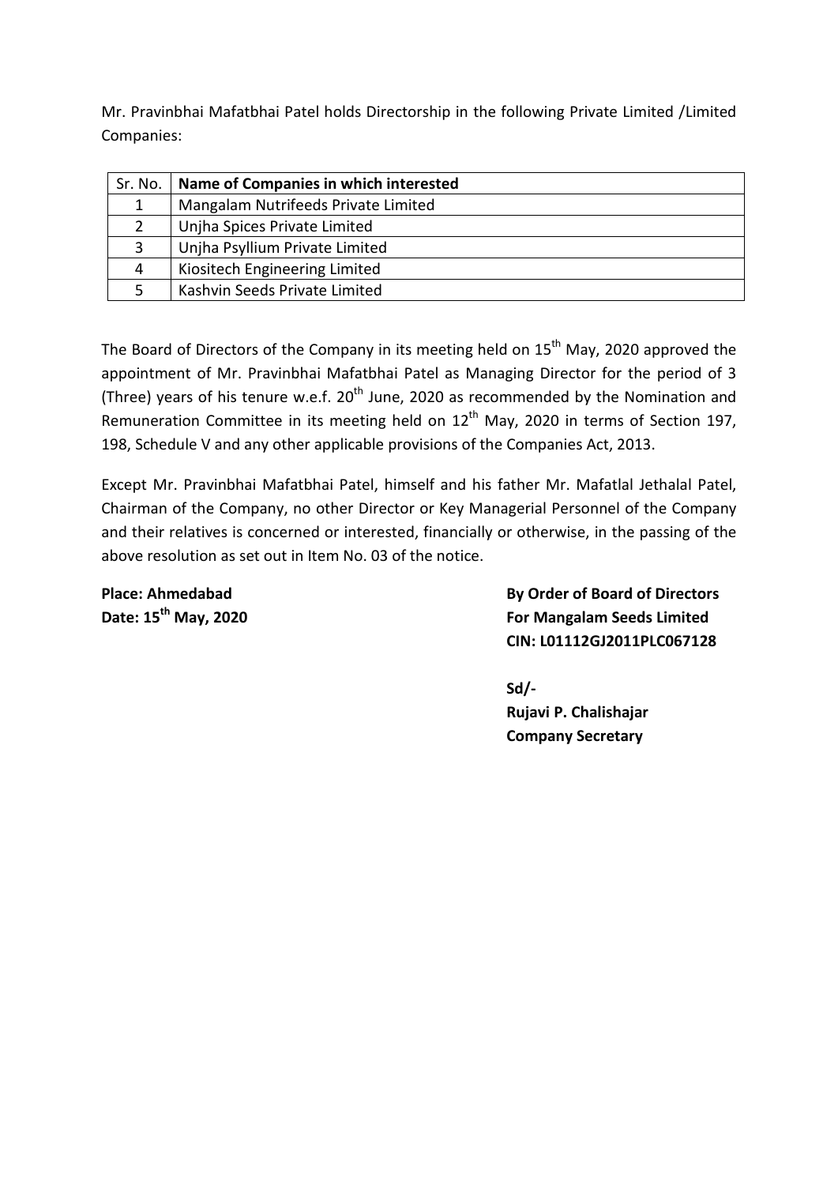Mr. Pravinbhai Mafatbhai Patel holds Directorship in the following Private Limited /Limited Companies:

| Sr. No. | **Name of Companies in which interested** |
|---|---|
| 1 | Mangalam Nutrifeeds Private Limited |
| 2 | Unjha Spices Private Limited |
| 3 | Unjha Psyllium Private Limited |
| 4 | Kiositech Engineering Limited |
| 5 | Kashvin Seeds Private Limited |

The Board of Directors of the Company in its meeting held on 15th May, 2020 approved the appointment of Mr. Pravinbhai Mafatbhai Patel as Managing Director for the period of 3 (Three) years of his tenure w.e.f. 20th June, 2020 as recommended by the Nomination and Remuneration Committee in its meeting held on 12th May, 2020 in terms of Section 197, 198, Schedule V and any other applicable provisions of the Companies Act, 2013.

Except Mr. Pravinbhai Mafatbhai Patel, himself and his father Mr. Mafatlal Jethalal Patel, Chairman of the Company, no other Director or Key Managerial Personnel of the Company and their relatives is concerned or interested, financially or otherwise, in the passing of the above resolution as set out in Item No. 03 of the notice.

**Place: Ahmedabad**
**Date: 15th May, 2020**

**By Order of Board of Directors**
**For Mangalam Seeds Limited**
**CIN: L01112GJ2011PLC067128**

**Sd/-**
**Rujavi P. Chalishajar**
**Company Secretary**